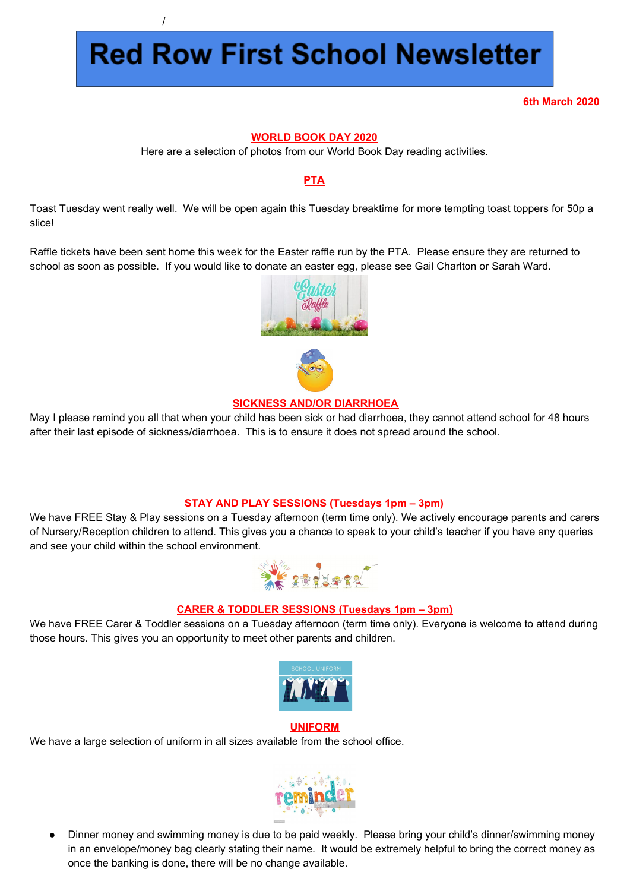/

# Red Row First School Newsletter

**6th March 2020**

## WORLD BOOK DAY 2020

Here are a selection of photos from our World Book Day reading activities.

## PTA

Toast Tuesday went really well. We will be open again this Tuesday breaktime for more tempting toast toppers for 50p a slice!

Raffle tickets have been sent home this week for the Easter raffle run by the PTA. Please ensure they are returned to school as soon as possible. If you would like to donate an easter egg, please see Gail Charlton or Sarah Ward.

## SICKNESS AND/OR DIARRHOEA

May I please remind you all that when your child has been sick or had diarrhoea, they cannot attend school for 48 hours after their last episode of sickness/diarrhoea. This is to ensure it does not spread around the school.

## STAY AND PLAY SESSIONS (Tuesdays 1pm – 3pm)

We have FREE Stay & Play sessions on a Tuesday afternoon (term time only). We actively encourage parents and carers of Nursery/Reception children to attend. This gives you a chance to speak to your child's teacher if you have any queries and see your child within the school environment.

## CARER & TODDLER SESSIONS (Tuesdays 1pm – 3pm)

We have FREE Carer & Toddler sessions on a Tuesday afternoon (term time only). Everyone is welcome to attend during those hours. This gives you an opportunity to meet other parents and children.

## UNIFORM

We have a large selection of uniform in all sizes available from the school office.

- Dinner money and swimming money is due to be paid weekly. Please bring your child's dinner/swimming money in an envelope/money bag clearly stating their name. It would be extremely helpful to bring the correct money as once the banking is done, there will be no change available.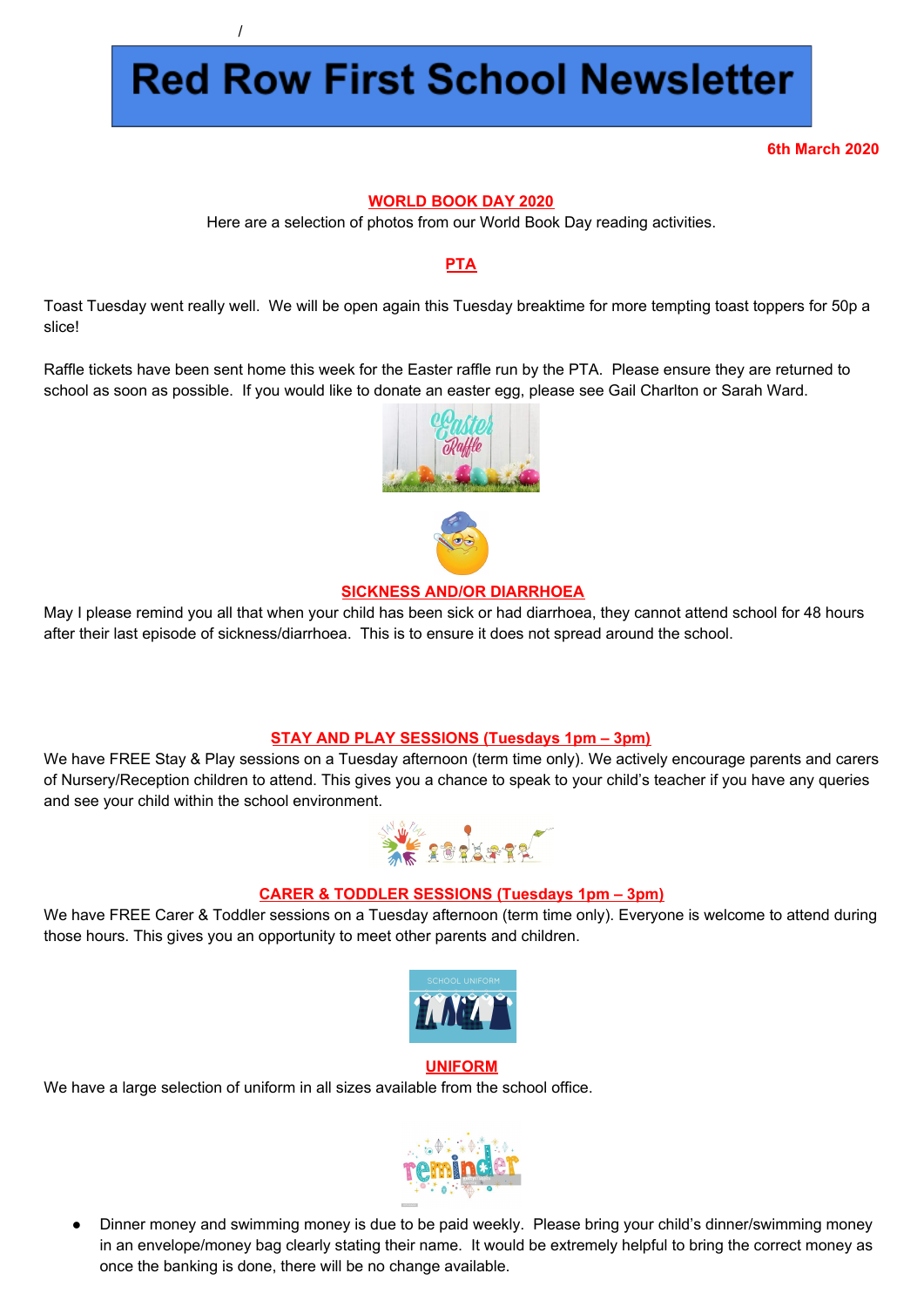/

# Red Row First School Newsletter

**6th March 2020**

## WORLD BOOK DAY 2020

Here are a selection of photos from our World Book Day reading activities.

## PTA

Toast Tuesday went really well. We will be open again this Tuesday breaktime for more tempting toast toppers for 50p a slice!

Raffle tickets have been sent home this week for the Easter raffle run by the PTA. Please ensure they are returned to school as soon as possible. If you would like to donate an easter egg, please see Gail Charlton or Sarah Ward.

## SICKNESS AND/OR DIARRHOEA

May I please remind you all that when your child has been sick or had diarrhoea, they cannot attend school for 48 hours after their last episode of sickness/diarrhoea. This is to ensure it does not spread around the school.

## STAY AND PLAY SESSIONS (Tuesdays 1pm – 3pm)

We have FREE Stay & Play sessions on a Tuesday afternoon (term time only). We actively encourage parents and carers of Nursery/Reception children to attend. This gives you a chance to speak to your child's teacher if you have any queries and see your child within the school environment.

## CARER & TODDLER SESSIONS (Tuesdays 1pm – 3pm)

We have FREE Carer & Toddler sessions on a Tuesday afternoon (term time only). Everyone is welcome to attend during those hours. This gives you an opportunity to meet other parents and children.

## UNIFORM

We have a large selection of uniform in all sizes available from the school office.

- Dinner money and swimming money is due to be paid weekly. Please bring your child's dinner/swimming money in an envelope/money bag clearly stating their name. It would be extremely helpful to bring the correct money as once the banking is done, there will be no change available.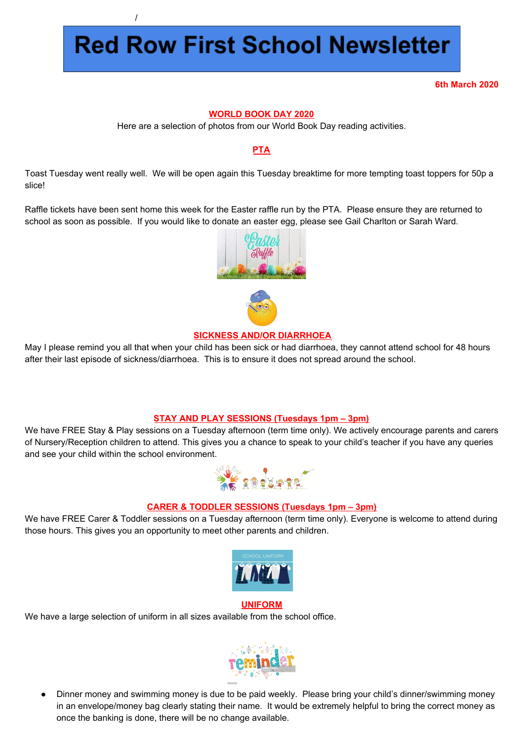/

# Red Row First School Newsletter

**6th March 2020**

## WORLD BOOK DAY 2020

Here are a selection of photos from our World Book Day reading activities.

## PTA

Toast Tuesday went really well. We will be open again this Tuesday breaktime for more tempting toast toppers for 50p a slice!

Raffle tickets have been sent home this week for the Easter raffle run by the PTA. Please ensure they are returned to school as soon as possible. If you would like to donate an easter egg, please see Gail Charlton or Sarah Ward.

## SICKNESS AND/OR DIARRHOEA

May I please remind you all that when your child has been sick or had diarrhoea, they cannot attend school for 48 hours after their last episode of sickness/diarrhoea. This is to ensure it does not spread around the school.

## STAY AND PLAY SESSIONS (Tuesdays 1pm – 3pm)

We have FREE Stay & Play sessions on a Tuesday afternoon (term time only). We actively encourage parents and carers of Nursery/Reception children to attend. This gives you a chance to speak to your child's teacher if you have any queries and see your child within the school environment.

## CARER & TODDLER SESSIONS (Tuesdays 1pm – 3pm)

We have FREE Carer & Toddler sessions on a Tuesday afternoon (term time only). Everyone is welcome to attend during those hours. This gives you an opportunity to meet other parents and children.

## UNIFORM

We have a large selection of uniform in all sizes available from the school office.

- Dinner money and swimming money is due to be paid weekly. Please bring your child's dinner/swimming money in an envelope/money bag clearly stating their name. It would be extremely helpful to bring the correct money as once the banking is done, there will be no change available.